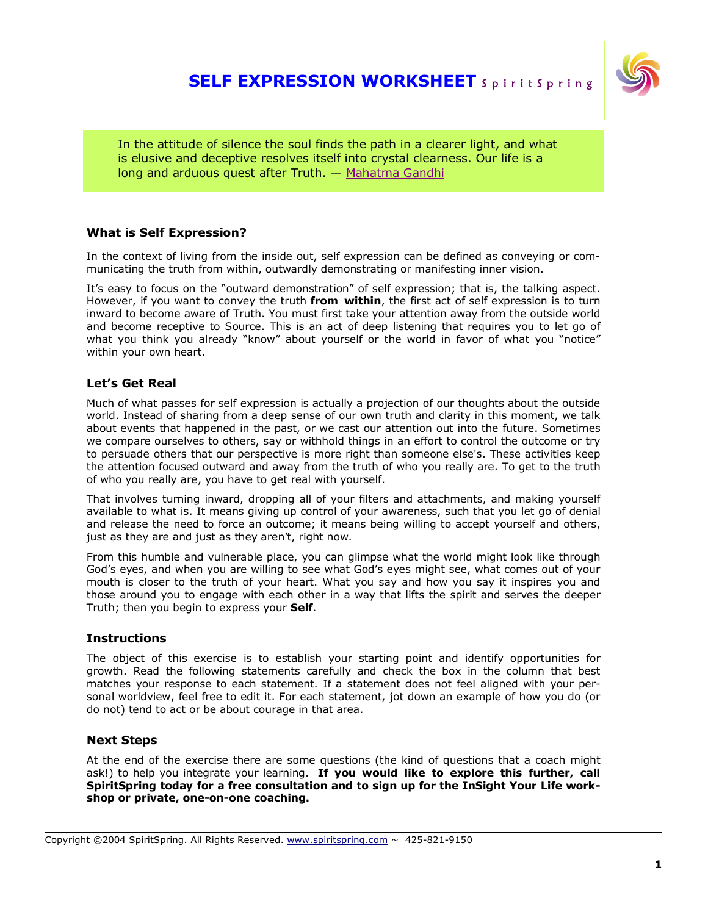# SELF EXPRESSION WORKSHEET SpiritSpring

> In the attitude of silence the soul finds the path in a clearer light, and what is elusive and deceptive resolves itself into crystal clearness. Our life is a long and arduous quest after Truth. — Mahatma Gandhi

### What is Self Expression?

In the context of living from the inside out, self expression can be defined as conveying or communicating the truth from within, outwardly demonstrating or manifesting inner vision.

It's easy to focus on the "outward demonstration" of self expression; that is, the talking aspect. However, if you want to convey the truth **from within**, the first act of self expression is to turn inward to become aware of Truth. You must first take your attention away from the outside world and become receptive to Source. This is an act of deep listening that requires you to let go of what you think you already "know" about yourself or the world in favor of what you "notice" within your own heart.

### Let's Get Real

Much of what passes for self expression is actually a projection of our thoughts about the outside world. Instead of sharing from a deep sense of our own truth and clarity in this moment, we talk about events that happened in the past, or we cast our attention out into the future. Sometimes we compare ourselves to others, say or withhold things in an effort to control the outcome or try to persuade others that our perspective is more right than someone else's. These activities keep the attention focused outward and away from the truth of who you really are. To get to the truth of who you really are, you have to get real with yourself.

That involves turning inward, dropping all of your filters and attachments, and making yourself available to what is. It means giving up control of your awareness, such that you let go of denial and release the need to force an outcome; it means being willing to accept yourself and others, just as they are and just as they aren't, right now.

From this humble and vulnerable place, you can glimpse what the world might look like through God's eyes, and when you are willing to see what God's eyes might see, what comes out of your mouth is closer to the truth of your heart. What you say and how you say it inspires you and those around you to engage with each other in a way that lifts the spirit and serves the deeper Truth; then you begin to express your **Self**.

### Instructions

The object of this exercise is to establish your starting point and identify opportunities for growth. Read the following statements carefully and check the box in the column that best matches your response to each statement. If a statement does not feel aligned with your personal worldview, feel free to edit it. For each statement, jot down an example of how you do (or do not) tend to act or be about courage in that area.

### Next Steps

At the end of the exercise there are some questions (the kind of questions that a coach might ask!) to help you integrate your learning. **If you would like to explore this further, call SpiritSpring today for a free consultation and to sign up for the InSight Your Life workshop or private, one-on-one coaching.**

Copyright ©2004 SpiritSpring. All Rights Reserved. www.spiritspring.com ~ 425-821-9150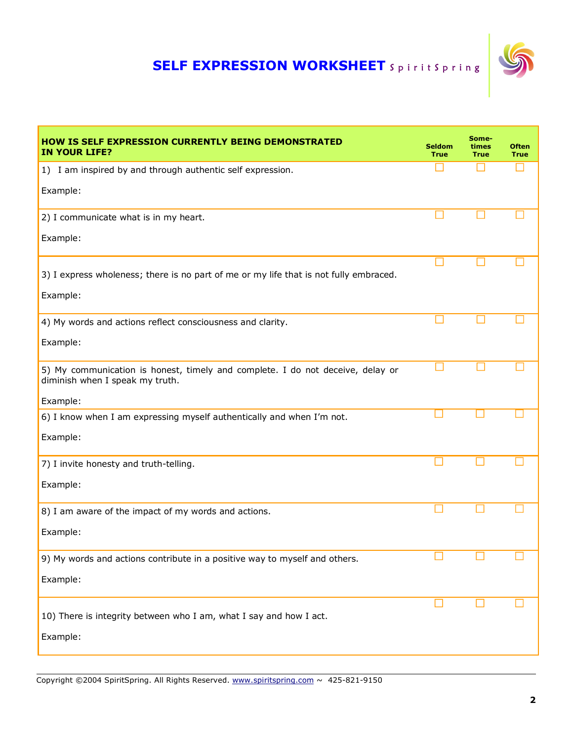# SELF EXPRESSION WORKSHEET SpiritSpring

| HOW IS SELF EXPRESSION CURRENTLY BEING DEMONSTRATED IN YOUR LIFE? | Seldom True | Some-times True | Often True |
|---|---|---|---|
| 1) I am inspired by and through authentic self expression.<br><br>Example: | ☐ | ☐ | ☐ |
| 2) I communicate what is in my heart.<br><br>Example: | ☐ | ☐ | ☐ |
| 3) I express wholeness; there is no part of me or my life that is not fully embraced.<br><br>Example: | ☐ | ☐ | ☐ |
| 4) My words and actions reflect consciousness and clarity.<br><br>Example: | ☐ | ☐ | ☐ |
| 5) My communication is honest, timely and complete. I do not deceive, delay or diminish when I speak my truth.<br><br>Example: | ☐ | ☐ | ☐ |
| 6) I know when I am expressing myself authentically and when I'm not.<br><br>Example: | ☐ | ☐ | ☐ |
| 7) I invite honesty and truth-telling.<br><br>Example: | ☐ | ☐ | ☐ |
| 8) I am aware of the impact of my words and actions.<br><br>Example: | ☐ | ☐ | ☐ |
| 9) My words and actions contribute in a positive way to myself and others.<br><br>Example: | ☐ | ☐ | ☐ |
| 10) There is integrity between who I am, what I say and how I act.<br><br>Example: | ☐ | ☐ | ☐ |

Copyright ©2004 SpiritSpring. All Rights Reserved. www.spiritspring.com ~ 425-821-9150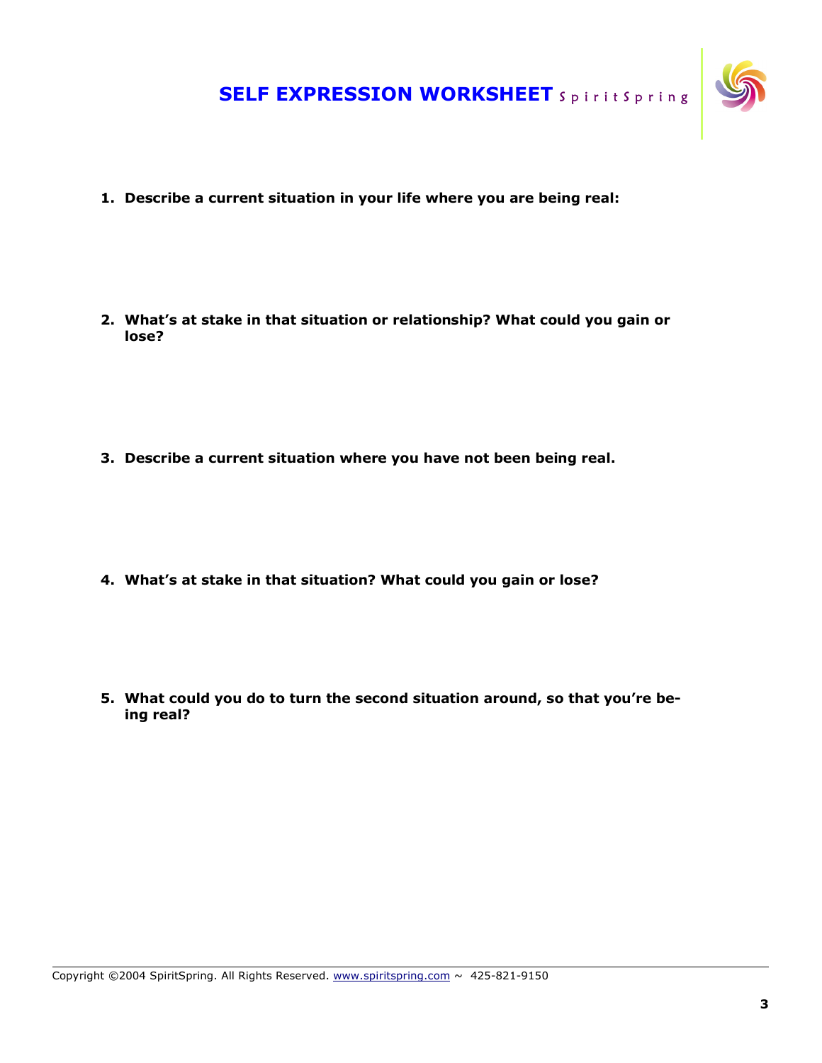# SELF EXPRESSION WORKSHEET SpiritSpring

1. **Describe a current situation in your life where you are being real:**

2. **What's at stake in that situation or relationship? What could you gain or lose?**

3. **Describe a current situation where you have not been being real.**

4. **What's at stake in that situation? What could you gain or lose?**

5. **What could you do to turn the second situation around, so that you're being real?**

Copyright ©2004 SpiritSpring. All Rights Reserved. www.spiritspring.com ~ 425-821-9150